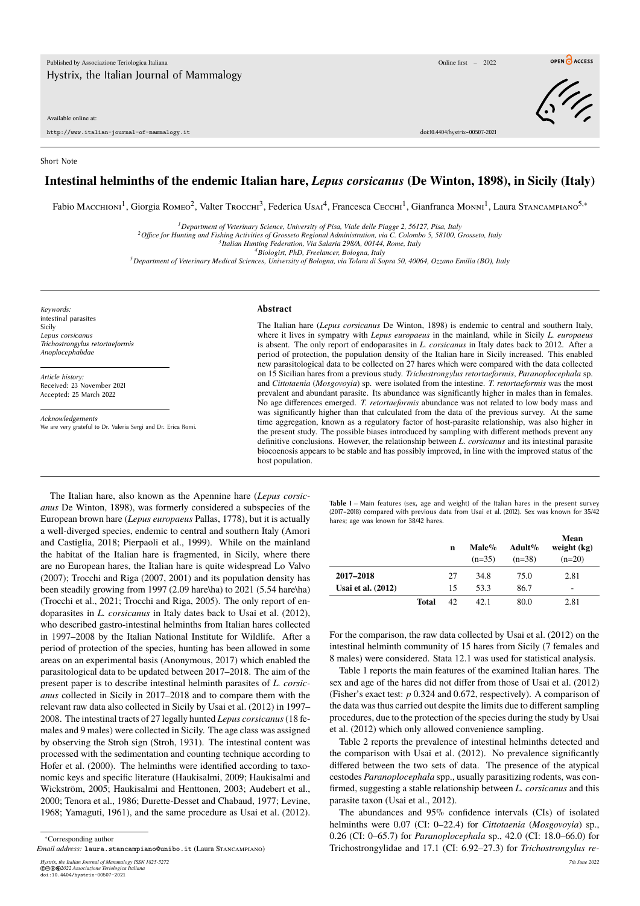Short Note

# Intestinal helminths of the endemic Italian hare, *Lepus corsicanus* (De Winton, 1898), in Sicily (Italy)

Fabio Macchioni[1], Giorgia Romeo[2], Valter Trocchi[3], Federica Usai[4], Francesca Cecchi[1], Gianfranca Monni[1], Laura Stancampiano[5,*]

[1]*Department of Veterinary Science, University of Pisa, Viale delle Piagge 2, 56127, Pisa, Italy*
[2]*Office for Hunting and Fishing Activities of Grosseto Regional Administration, via C. Colombo 5, 58100, Grosseto, Italy*
[3]*Italian Hunting Federation, Via Salaria 298/A, 00144, Rome, Italy*
[4]*Biologist, PhD, Freelancer, Bologna, Italy*
[5]*Department of Veterinary Medical Sciences, University of Bologna, via Tolara di Sopra 50, 40064, Ozzano Emilia (BO), Italy*

*Keywords:*
intestinal parasites
Sicily
*Lepus corsicanus*
*Trichostrongylus retortaeformis*
*Anoplocephalidae*

*Article history:*
Received: 23 November 2021
Accepted: 25 March 2022

*Acknowledgements*
We are very grateful to Dr. Valeria Sergi and Dr. Erica Romi.

## Abstract

The Italian hare (*Lepus corsicanus* De Winton, 1898) is endemic to central and southern Italy, where it lives in sympatry with *Lepus europaeus* in the mainland, while in Sicily *L. europaeus* is absent. The only report of endoparasites in *L. corsicanus* in Italy dates back to 2012. After a period of protection, the population density of the Italian hare in Sicily increased. This enabled new parasitological data to be collected on 27 hares which were compared with the data collected on 15 Sicilian hares from a previous study. *Trichostrongylus retortaeformis*, *Paranoplocephala* sp. and *Cittotaenia* (*Mosgovoyia*) sp. were isolated from the intestine. *T. retortaeformis* was the most prevalent and abundant parasite. Its abundance was significantly higher in males than in females. No age differences emerged. *T. retortaeformis* abundance was not related to low body mass and was significantly higher than that calculated from the data of the previous survey. At the same time aggregation, known as a regulatory factor of host-parasite relationship, was also higher in the present study. The possible biases introduced by sampling with different methods prevent any definitive conclusions. However, the relationship between *L. corsicanus* and its intestinal parasite biocoenosis appears to be stable and has possibly improved, in line with the improved status of the host population.

The Italian hare, also known as the Apennine hare (*Lepus corsicanus* De Winton, 1898), was formerly considered a subspecies of the European brown hare (*Lepus europaeus* Pallas, 1778), but it is actually a well-diverged species, endemic to central and southern Italy (Amori and Castiglia, 2018; Pierpaoli et al., 1999). While on the mainland the habitat of the Italian hare is fragmented, in Sicily, where there are no European hares, the Italian hare is quite widespread Lo Valvo (2007); Trocchi and Riga (2007, 2001) and its population density has been steadily growing from 1997 (2.09 hare\ha) to 2021 (5.54 hare\ha) (Trocchi et al., 2021; Trocchi and Riga, 2005). The only report of endoparasites in *L. corsicanus* in Italy dates back to Usai et al. (2012), who described gastro-intestinal helminths from Italian hares collected in 1997–2008 by the Italian National Institute for Wildlife. After a period of protection of the species, hunting has been allowed in some areas on an experimental basis (Anonymous, 2017) which enabled the parasitological data to be updated between 2017–2018. The aim of the present paper is to describe intestinal helminth parasites of *L. corsicanus* collected in Sicily in 2017–2018 and to compare them with the relevant raw data also collected in Sicily by Usai et al. (2012) in 1997–2008. The intestinal tracts of 27 legally hunted *Lepus corsicanus* (18 females and 9 males) were collected in Sicily. The age class was assigned by observing the Stroh sign (Stroh, 1931). The intestinal content was processed with the sedimentation and counting technique according to Hofer et al. (2000). The helminths were identified according to taxonomic keys and specific literature (Haukisalmi, 2009; Haukisalmi and Wickström, 2005; Haukisalmi and Henttonen, 2003; Audebert et al., 2000; Tenora et al., 1986; Durette-Desset and Chabaud, 1977; Levine, 1968; Yamaguti, 1961), and the same procedure as Usai et al. (2012).

**Table 1** – Main features (sex, age and weight) of the Italian hares in the present survey (2017–2018) compared with previous data from Usai et al. (2012). Sex was known for 35/42 hares; age was known for 38/42 hares.

| | | n | Male% (n=35) | Adult% (n=38) | Mean weight (kg) (n=20) |
|---|---|---|---|---|---|
| **2017–2018** | | 27 | 34.8 | 75.0 | 2.81 |
| **Usai et al. (2012)** | | 15 | 53.3 | 86.7 | - |
| | **Total** | 42 | 42.1 | 80.0 | 2.81 |

For the comparison, the raw data collected by Usai et al. (2012) on the intestinal helminth community of 15 hares from Sicily (7 females and 8 males) were considered. Stata 12.1 was used for statistical analysis.

Table 1 reports the main features of the examined Italian hares. The sex and age of the hares did not differ from those of Usai et al. (2012) (Fisher's exact test: $p$ 0.324 and 0.672, respectively). A comparison of the data was thus carried out despite the limits due to different sampling procedures, due to the protection of the species during the study by Usai et al. (2012) which only allowed convenience sampling.

Table 2 reports the prevalence of intestinal helminths detected and the comparison with Usai et al. (2012). No prevalence significantly differed between the two sets of data. The presence of the atypical cestodes *Paranoplocephala* spp., usually parasitizing rodents, was confirmed, suggesting a stable relationship between *L. corsicanus* and this parasite taxon (Usai et al., 2012).

The abundances and 95% confidence intervals (CIs) of isolated helminths were 0.07 (CI: 0–22.4) for *Cittotaenia* (*Mosgovoyia*) sp., 0.26 (CI: 0–65.7) for *Paranoplocephala* sp., 42.0 (CI: 18.0–66.0) for Trichostrongylidae and 17.1 (CI: 6.92–27.3) for *Trichostrongylus re-*

*Corresponding author
*Email address:* laura.stancampiano@unibo.it (Laura Stancampiano)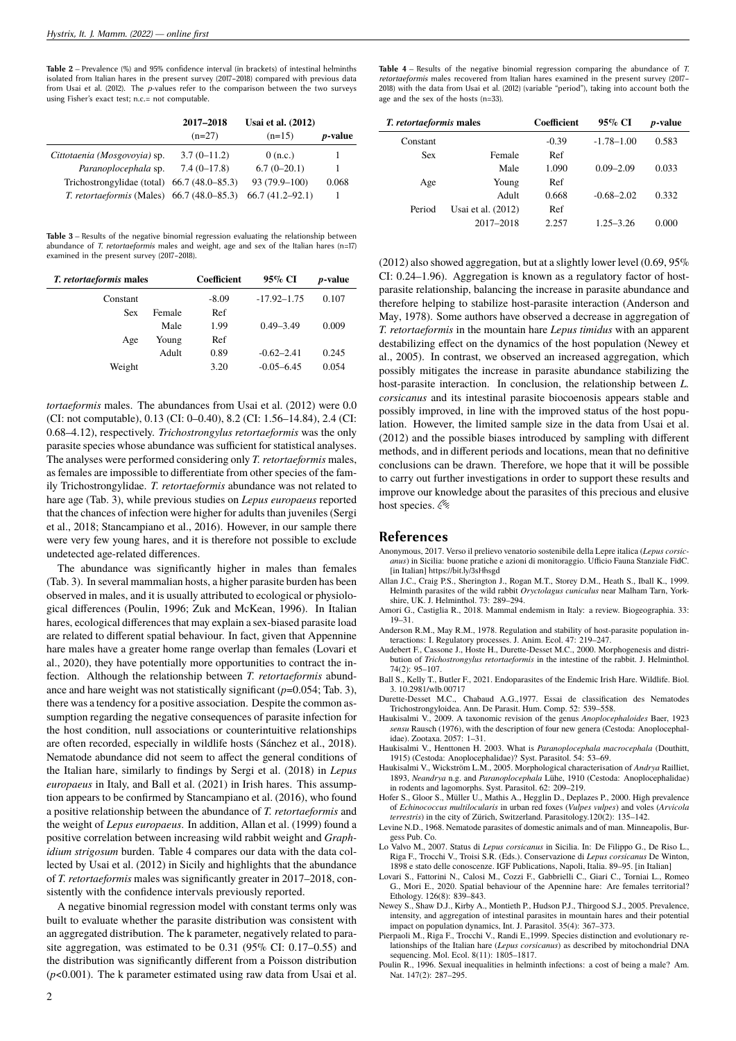**Table 2** – Prevalence (%) and 95% confidence interval (in brackets) of intestinal helminths isolated from Italian hares in the present survey (2017–2018) compared with previous data from Usai et al. (2012). The *p*-values refer to the comparison between the two surveys using Fisher's exact test; n.c.= not computable.

| | 2017–2018 (n=27) | Usai et al. (2012) (n=15) | *p*-value |
|---|---|---|---|
| *Cittotaenia (Mosgovoyia)* sp. | 3.7 (0–11.2) | 0 (n.c.) | 1 |
| *Paranoplocephala* sp. | 7.4 (0–17.8) | 6.7 (0–20.1) | 1 |
| Trichostrongylidae (total) | 66.7 (48.0–85.3) | 93 (79.9–100) | 0.068 |
| *T. retortaeformis* (Males) | 66.7 (48.0–85.3) | 66.7 (41.2–92.1) | 1 |

**Table 3** – Results of the negative binomial regression evaluating the relationship between abundance of *T. retortaeformis* males and weight, age and sex of the Italian hares (n=17) examined in the present survey (2017–2018).

| *T. retortaeformis* males | | Coefficient | 95% CI | *p*-value |
|---|---|---|---|---|
| Constant | | -8.09 | -17.92–1.75 | 0.107 |
| Sex | Female | Ref | | |
| | Male | 1.99 | 0.49–3.49 | 0.009 |
| Age | Young | Ref | | |
| | Adult | 0.89 | -0.62–2.41 | 0.245 |
| Weight | | 3.20 | -0.05–6.45 | 0.054 |

*tortaeformis* males. The abundances from Usai et al. (2012) were 0.0 (CI: not computable), 0.13 (CI: 0–0.40), 8.2 (CI: 1.56–14.84), 2.4 (CI: 0.68–4.12), respectively. *Trichostrongylus retortaeformis* was the only parasite species whose abundance was sufficient for statistical analyses. The analyses were performed considering only *T. retortaeformis* males, as females are impossible to differentiate from other species of the family Trichostrongylidae. *T. retortaeformis* abundance was not related to hare age (Tab. 3), while previous studies on *Lepus europaeus* reported that the chances of infection were higher for adults than juveniles (Sergi et al., 2018; Stancampiano et al., 2016). However, in our sample there were very few young hares, and it is therefore not possible to exclude undetected age-related differences.

The abundance was significantly higher in males than females (Tab. 3). In several mammalian hosts, a higher parasite burden has been observed in males, and it is usually attributed to ecological or physiological differences (Poulin, 1996; Zuk and McKean, 1996). In Italian hares, ecological differences that may explain a sex-biased parasite load are related to different spatial behaviour. In fact, given that Appennine hare males have a greater home range overlap than females (Lovari et al., 2020), they have potentially more opportunities to contract the infection. Although the relationship between *T. retortaeformis* abundance and hare weight was not statistically significant ($p$=0.054; Tab. 3), there was a tendency for a positive association. Despite the common assumption regarding the negative consequences of parasite infection for the host condition, null associations or counterintuitive relationships are often recorded, especially in wildlife hosts (Sánchez et al., 2018). Nematode abundance did not seem to affect the general conditions of the Italian hare, similarly to findings by Sergi et al. (2018) in *Lepus europaeus* in Italy, and Ball et al. (2021) in Irish hares. This assumption appears to be confirmed by Stancampiano et al. (2016), who found a positive relationship between the abundance of *T. retortaeformis* and the weight of *Lepus europaeus*. In addition, Allan et al. (1999) found a positive correlation between increasing wild rabbit weight and *Graphidium strigosum* burden. Table 4 compares our data with the data collected by Usai et al. (2012) in Sicily and highlights that the abundance of *T. retortaeformis* males was significantly greater in 2017–2018, consistently with the confidence intervals previously reported.

A negative binomial regression model with constant terms only was built to evaluate whether the parasite distribution was consistent with an aggregated distribution. The k parameter, negatively related to parasite aggregation, was estimated to be 0.31 (95% CI: 0.17–0.55) and the distribution was significantly different from a Poisson distribution ($p$<0.001). The k parameter estimated using raw data from Usai et al.

**Table 4** – Results of the negative binomial regression comparing the abundance of *T. retortaeformis* males recovered from Italian hares examined in the present survey (2017–2018) with the data from Usai et al. (2012) (variable "period"), taking into account both the age and the sex of the hosts (n=33).

| *T. retortaeformis* males | | Coefficient | 95% CI | *p*-value |
|---|---|---|---|---|
| Constant | | -0.39 | -1.78–1.00 | 0.583 |
| Sex | Female | Ref | | |
| | Male | 1.090 | 0.09–2.09 | 0.033 |
| Age | Young | Ref | | |
| | Adult | 0.668 | -0.68–2.02 | 0.332 |
| Period | Usai et al. (2012) | Ref | | |
| | 2017–2018 | 2.257 | 1.25–3.26 | 0.000 |

(2012) also showed aggregation, but at a slightly lower level (0.69, 95% CI: 0.24–1.96). Aggregation is known as a regulatory factor of host-parasite relationship, balancing the increase in parasite abundance and therefore helping to stabilize host-parasite interaction (Anderson and May, 1978). Some authors have observed a decrease in aggregation of *T. retortaeformis* in the mountain hare *Lepus timidus* with an apparent destabilizing effect on the dynamics of the host population (Newey et al., 2005). In contrast, we observed an increased aggregation, which possibly mitigates the increase in parasite abundance stabilizing the host-parasite interaction. In conclusion, the relationship between *L. corsicanus* and its intestinal parasite biocoenosis appears stable and possibly improved, in line with the improved status of the host population. However, the limited sample size in the data from Usai et al. (2012) and the possible biases introduced by sampling with different methods, and in different periods and locations, mean that no definitive conclusions can be drawn. Therefore, we hope that it will be possible to carry out further investigations in order to support these results and improve our knowledge about the parasites of this precious and elusive host species.

## References

Anonymous, 2017. Verso il prelievo venatorio sostenibile della Lepre italica (*Lepus corsicanus*) in Sicilia: buone pratiche e azioni di monitoraggio. Ufficio Fauna Stanziale FidC. [in Italian] https://bit.ly/3sHhsgd

Allan J.C., Craig P.S., Sherington J., Rogan M.T., Storey D.M., Heath S., Iball K., 1999. Helminth parasites of the wild rabbit *Oryctolagus cuniculus* near Malham Tarn, Yorkshire, UK. J. Helminthol. 73: 289–294.

Amori G., Castiglia R., 2018. Mammal endemism in Italy: a review. Biogeographia. 33: 19–31.

Anderson R.M., May R.M., 1978. Regulation and stability of host-parasite population interactions: I. Regulatory processes. J. Anim. Ecol. 47: 219–247.

Audebert F., Cassone J., Hoste H., Durette-Desset M.C., 2000. Morphogenesis and distribution of *Trichostrongylus retortaeformis* in the intestine of the rabbit. J. Helminthol. 74(2): 95–107.

Ball S., Kelly T., Butler F., 2021. Endoparasites of the Endemic Irish Hare. Wildlife. Biol. 3. 10.2981/wlb.00717

Durette-Desset M.C., Chabaud A.G.,1977. Essai de classification des Nematodes Trichostrongyloidea. Ann. De Parasit. Hum. Comp. 52: 539–558.

Haukisalmi V., 2009. A taxonomic revision of the genus *Anoplocephaloides* Baer, 1923 *sensu* Rausch (1976), with the description of four new genera (Cestoda: Anoplocephalidae). Zootaxa. 2057: 1–31.

Haukisalmi V., Henttonen H. 2003. What is *Paranoplocephala macrocephala* (Douthitt, 1915) (Cestoda: Anoplocephalidae)? Syst. Parasitol. 54: 53–69.

Haukisalmi V., Wickström L.M., 2005. Morphological characterisation of *Andrya* Railliet, 1893, *Neandrya* n.g. and *Paranoplocephala* Lühe, 1910 (Cestoda: Anoplocephalidae) in rodents and lagomorphs. Syst. Parasitol. 62: 209–219.

Hofer S., Gloor S., Müller U., Mathis A., Hegglin D., Deplazes P., 2000. High prevalence of *Echinococcus multilocularis* in urban red foxes (*Vulpes vulpes*) and voles (*Arvicola terrestris*) in the city of Zürich, Switzerland. Parasitology.120(2): 135–142.

Levine N.D., 1968. Nematode parasites of domestic animals and of man. Minneapolis, Burgess Pub. Co.

Lo Valvo M., 2007. Status di *Lepus corsicanus* in Sicilia. In: De Filippo G., De Riso L., Riga F., Trocchi V., Troisi S.R. (Eds.). Conservazione di *Lepus corsicanus* De Winton, 1898 e stato delle conoscenze. IGF Publications, Napoli, Italia. 89–95. [in Italian]

Lovari S., Fattorini N., Calosi M., Cozzi F., Gabbrielli C., Giari C., Torniai L., Romeo G., Mori E., 2020. Spatial behaviour of the Apennine hare: Are females territorial? Ethology. 126(8): 839–843.

Newey S., Shaw D.J., Kirby A., Montieth P., Hudson P.J., Thirgood S.J., 2005. Prevalence, intensity, and aggregation of intestinal parasites in mountain hares and their potential impact on population dynamics, Int. J. Parasitol. 35(4): 367–373.

Pierpaoli M., Riga F., Trocchi V., Randi E.,1999. Species distinction and evolutionary relationships of the Italian hare (*Lepus corsicanus*) as described by mitochondrial DNA sequencing. Mol. Ecol. 8(11): 1805–1817.

Poulin R., 1996. Sexual inequalities in helminth infections: a cost of being a male? Am. Nat. 147(2): 287–295.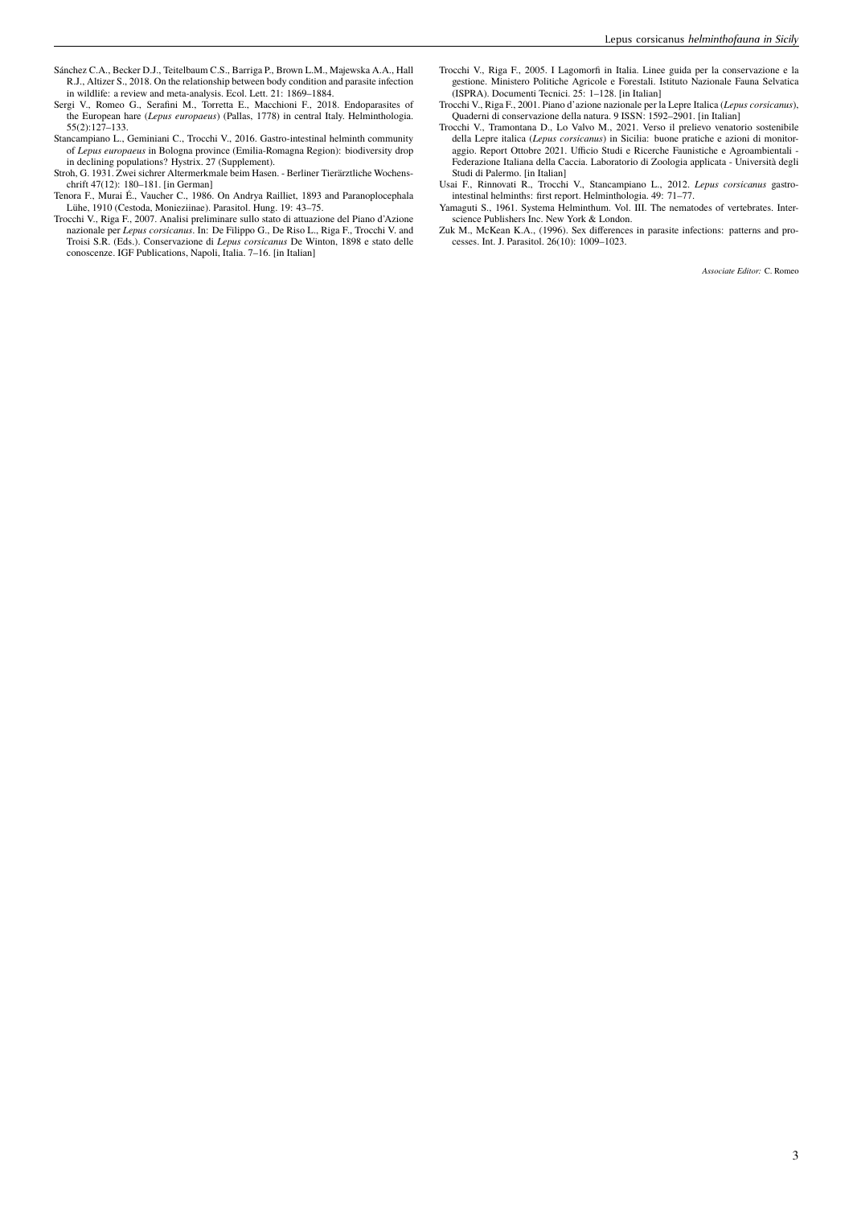Sánchez C.A., Becker D.J., Teitelbaum C.S., Barriga P., Brown L.M., Majewska A.A., Hall R.J., Altizer S., 2018. On the relationship between body condition and parasite infection in wildlife: a review and meta-analysis. Ecol. Lett. 21: 1869–1884.

Sergi V., Romeo G., Serafini M., Torretta E., Macchioni F., 2018. Endoparasites of the European hare (*Lepus europaeus*) (Pallas, 1778) in central Italy. Helminthologia. 55(2):127–133.

Stancampiano L., Geminiani C., Trocchi V., 2016. Gastro-intestinal helminth community of *Lepus europaeus* in Bologna province (Emilia-Romagna Region): biodiversity drop in declining populations? Hystrix. 27 (Supplement).

Stroh, G. 1931. Zwei sichrer Altermerkmale beim Hasen. - Berliner Tierärztliche Wochenschrift 47(12): 180–181. [in German]

Tenora F., Murai É., Vaucher C., 1986. On Andrya Railliet, 1893 and Paranoplocephala Lühe, 1910 (Cestoda, Monieziinae). Parasitol. Hung. 19: 43–75.

Trocchi V., Riga F., 2007. Analisi preliminare sullo stato di attuazione del Piano d'Azione nazionale per *Lepus corsicanus*. In: De Filippo G., De Riso L., Riga F., Trocchi V. and Troisi S.R. (Eds.). Conservazione di *Lepus corsicanus* De Winton, 1898 e stato delle conoscenze. IGF Publications, Napoli, Italia. 7–16. [in Italian]

Trocchi V., Riga F., 2005. I Lagomorfi in Italia. Linee guida per la conservazione e la gestione. Ministero Politiche Agricole e Forestali. Istituto Nazionale Fauna Selvatica (ISPRA). Documenti Tecnici. 25: 1–128. [in Italian]

Trocchi V., Riga F., 2001. Piano d'azione nazionale per la Lepre Italica (*Lepus corsicanus*), Quaderni di conservazione della natura. 9 ISSN: 1592–2901. [in Italian]

Trocchi V., Tramontana D., Lo Valvo M., 2021. Verso il prelievo venatorio sostenibile della Lepre italica (*Lepus corsicanus*) in Sicilia: buone pratiche e azioni di monitoraggio. Report Ottobre 2021. Ufficio Studi e Ricerche Faunistiche e Agroambientali - Federazione Italiana della Caccia. Laboratorio di Zoologia applicata - Università degli Studi di Palermo. [in Italian]

Usai F., Rinnovati R., Trocchi V., Stancampiano L., 2012. *Lepus corsicanus* gastrointestinal helminths: first report. Helminthologia. 49: 71–77.

Yamaguti S., 1961. Systema Helminthum. Vol. III. The nematodes of vertebrates. Interscience Publishers Inc. New York & London.

Zuk M., McKean K.A., (1996). Sex differences in parasite infections: patterns and processes. Int. J. Parasitol. 26(10): 1009–1023.

*Associate Editor:* C. Romeo